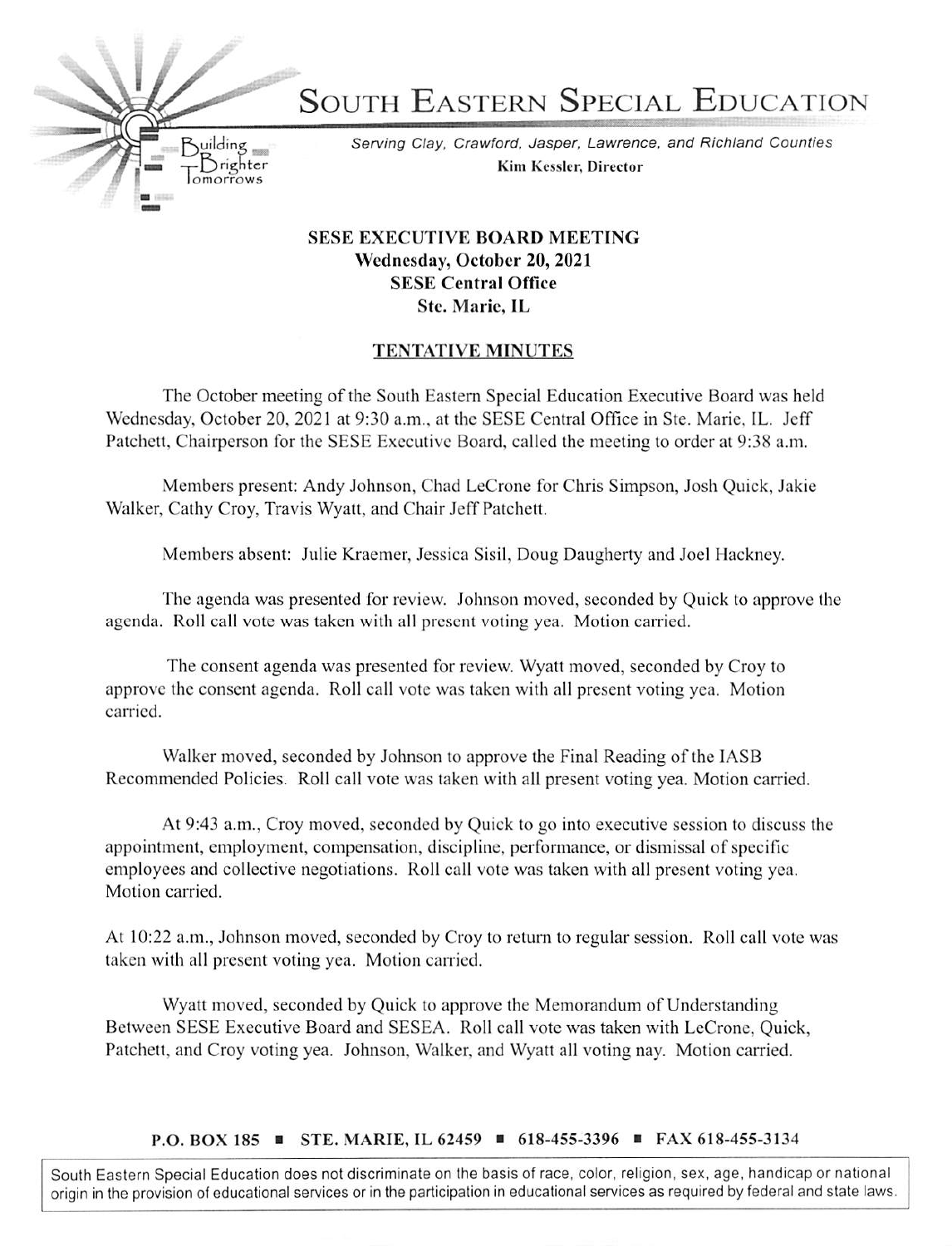# SOUTH EASTERN SPECIAL EDUCATION

Building Brighter Tomorrows

*Serving Clay, Crawford, Jasper, Lawrence, and Richland Counties*

**Kim Kessler, Director**

**SESE EXECUTIVE BOARD MEETING**
**Wednesday, October 20, 2021**
**SESE Central Office**
**Ste. Marie, IL**

**TENTATIVE MINUTES**

The October meeting of the South Eastern Special Education Executive Board was held Wednesday, October 20, 2021 at 9:30 a.m., at the SESE Central Office in Ste. Marie, IL. Jeff Patchett, Chairperson for the SESE Executive Board, called the meeting to order at 9:38 a.m.

Members present: Andy Johnson, Chad LeCrone for Chris Simpson, Josh Quick, Jakie Walker, Cathy Croy, Travis Wyatt, and Chair Jeff Patchett.

Members absent: Julie Kraemer, Jessica Sisil, Doug Daugherty and Joel Hackney.

The agenda was presented for review. Johnson moved, seconded by Quick to approve the agenda. Roll call vote was taken with all present voting yea. Motion carried.

The consent agenda was presented for review. Wyatt moved, seconded by Croy to approve the consent agenda. Roll call vote was taken with all present voting yea. Motion carried.

Walker moved, seconded by Johnson to approve the Final Reading of the IASB Recommended Policies. Roll call vote was taken with all present voting yea. Motion carried.

At 9:43 a.m., Croy moved, seconded by Quick to go into executive session to discuss the appointment, employment, compensation, discipline, performance, or dismissal of specific employees and collective negotiations. Roll call vote was taken with all present voting yea. Motion carried.

At 10:22 a.m., Johnson moved, seconded by Croy to return to regular session. Roll call vote was taken with all present voting yea. Motion carried.

Wyatt moved, seconded by Quick to approve the Memorandum of Understanding Between SESE Executive Board and SESEA. Roll call vote was taken with LeCrone, Quick, Patchett, and Croy voting yea. Johnson, Walker, and Wyatt all voting nay. Motion carried.

**P.O. BOX 185 ■ STE. MARIE, IL 62459 ■ 618-455-3396 ■ FAX 618-455-3134**

South Eastern Special Education does not discriminate on the basis of race, color, religion, sex, age, handicap or national origin in the provision of educational services or in the participation in educational services as required by federal and state laws.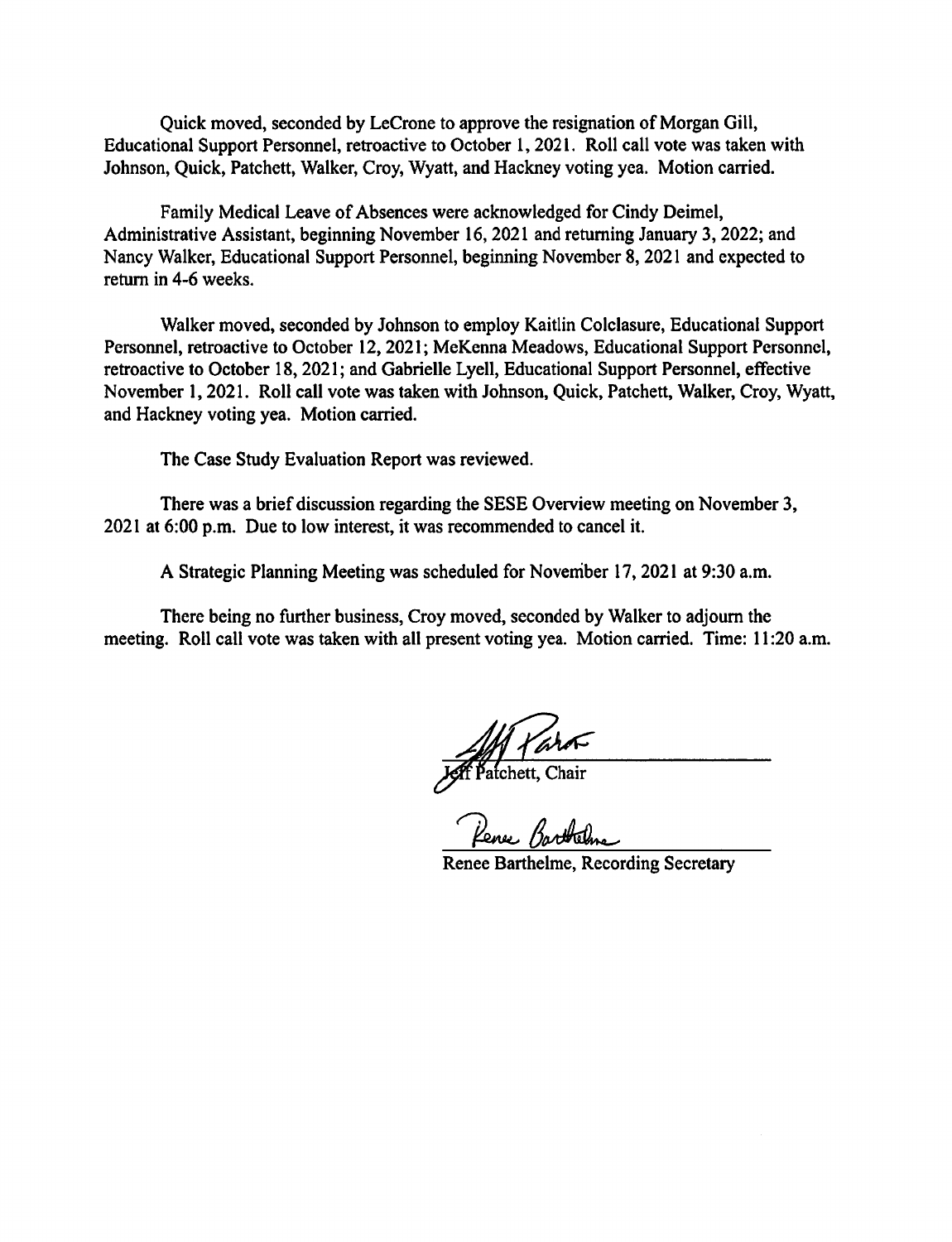Quick moved, seconded by LeCrone to approve the resignation of Morgan Gill, Educational Support Personnel, retroactive to October 1, 2021. Roll call vote was taken with Johnson, Quick, Patchett, Walker, Croy, Wyatt, and Hackney voting yea. Motion carried.

Family Medical Leave of Absences were acknowledged for Cindy Deimel, Administrative Assistant, beginning November 16, 2021 and returning January 3, 2022; and Nancy Walker, Educational Support Personnel, beginning November 8, 2021 and expected to return in 4-6 weeks.

Walker moved, seconded by Johnson to employ Kaitlin Colclasure, Educational Support Personnel, retroactive to October 12, 2021; MeKenna Meadows, Educational Support Personnel, retroactive to October 18, 2021; and Gabrielle Lyell, Educational Support Personnel, effective November 1, 2021. Roll call vote was taken with Johnson, Quick, Patchett, Walker, Croy, Wyatt, and Hackney voting yea. Motion carried.

The Case Study Evaluation Report was reviewed.

There was a brief discussion regarding the SESE Overview meeting on November 3, 2021 at 6:00 p.m. Due to low interest, it was recommended to cancel it.

A Strategic Planning Meeting was scheduled for November 17, 2021 at 9:30 a.m.

There being no further business, Croy moved, seconded by Walker to adjourn the meeting. Roll call vote was taken with all present voting yea. Motion carried. Time: 11:20 a.m.

Jeff Patchett, Chair

Renee Barthelme, Recording Secretary